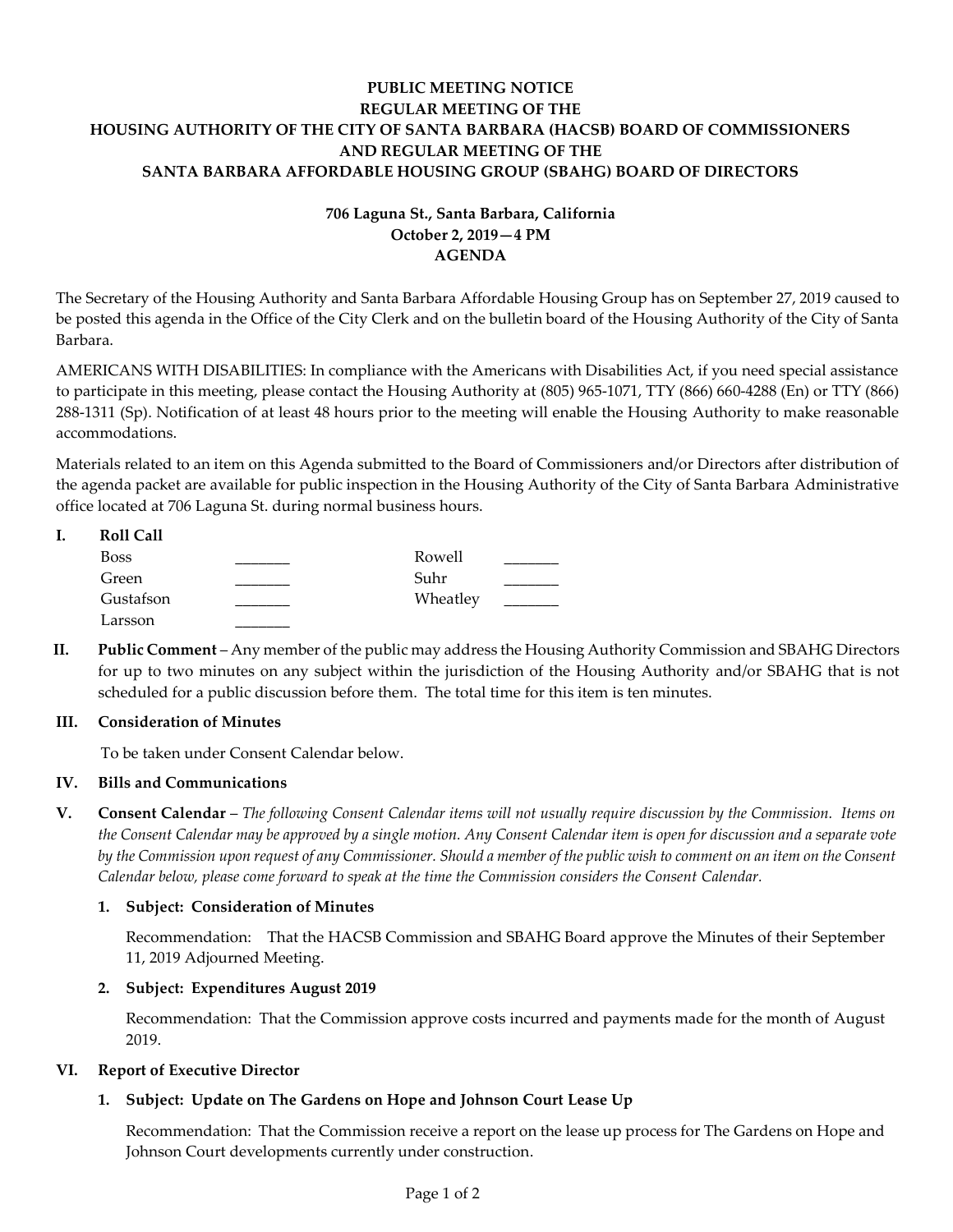# PUBLIC MEETING NOTICE
## REGULAR MEETING OF THE
## HOUSING AUTHORITY OF THE CITY OF SANTA BARBARA (HACSB) BOARD OF COMMISSIONERS
## AND REGULAR MEETING OF THE
## SANTA BARBARA AFFORDABLE HOUSING GROUP (SBAHG) BOARD OF DIRECTORS

**706 Laguna St., Santa Barbara, California**
**October 2, 2019—4 PM**
**AGENDA**

The Secretary of the Housing Authority and Santa Barbara Affordable Housing Group has on September 27, 2019 caused to be posted this agenda in the Office of the City Clerk and on the bulletin board of the Housing Authority of the City of Santa Barbara.

AMERICANS WITH DISABILITIES: In compliance with the Americans with Disabilities Act, if you need special assistance to participate in this meeting, please contact the Housing Authority at (805) 965-1071, TTY (866) 660-4288 (En) or TTY (866) 288-1311 (Sp). Notification of at least 48 hours prior to the meeting will enable the Housing Authority to make reasonable accommodations.

Materials related to an item on this Agenda submitted to the Board of Commissioners and/or Directors after distribution of the agenda packet are available for public inspection in the Housing Authority of the City of Santa Barbara Administrative office located at 706 Laguna St. during normal business hours.

**I. Roll Call**

| | | | |
|---|---|---|---|
| Boss | _______ | Rowell | _______ |
| Green | _______ | Suhr | _______ |
| Gustafson | _______ | Wheatley | _______ |
| Larsson | _______ | | |

**II. Public Comment** – Any member of the public may address the Housing Authority Commission and SBAHG Directors for up to two minutes on any subject within the jurisdiction of the Housing Authority and/or SBAHG that is not scheduled for a public discussion before them. The total time for this item is ten minutes.

**III. Consideration of Minutes**

To be taken under Consent Calendar below.

**IV. Bills and Communications**

**V. Consent Calendar** – *The following Consent Calendar items will not usually require discussion by the Commission. Items on the Consent Calendar may be approved by a single motion. Any Consent Calendar item is open for discussion and a separate vote by the Commission upon request of any Commissioner. Should a member of the public wish to comment on an item on the Consent Calendar below, please come forward to speak at the time the Commission considers the Consent Calendar.*

**1. Subject: Consideration of Minutes**

Recommendation: That the HACSB Commission and SBAHG Board approve the Minutes of their September 11, 2019 Adjourned Meeting.

**2. Subject: Expenditures August 2019**

Recommendation: That the Commission approve costs incurred and payments made for the month of August 2019.

**VI. Report of Executive Director**

**1. Subject: Update on The Gardens on Hope and Johnson Court Lease Up**

Recommendation: That the Commission receive a report on the lease up process for The Gardens on Hope and Johnson Court developments currently under construction.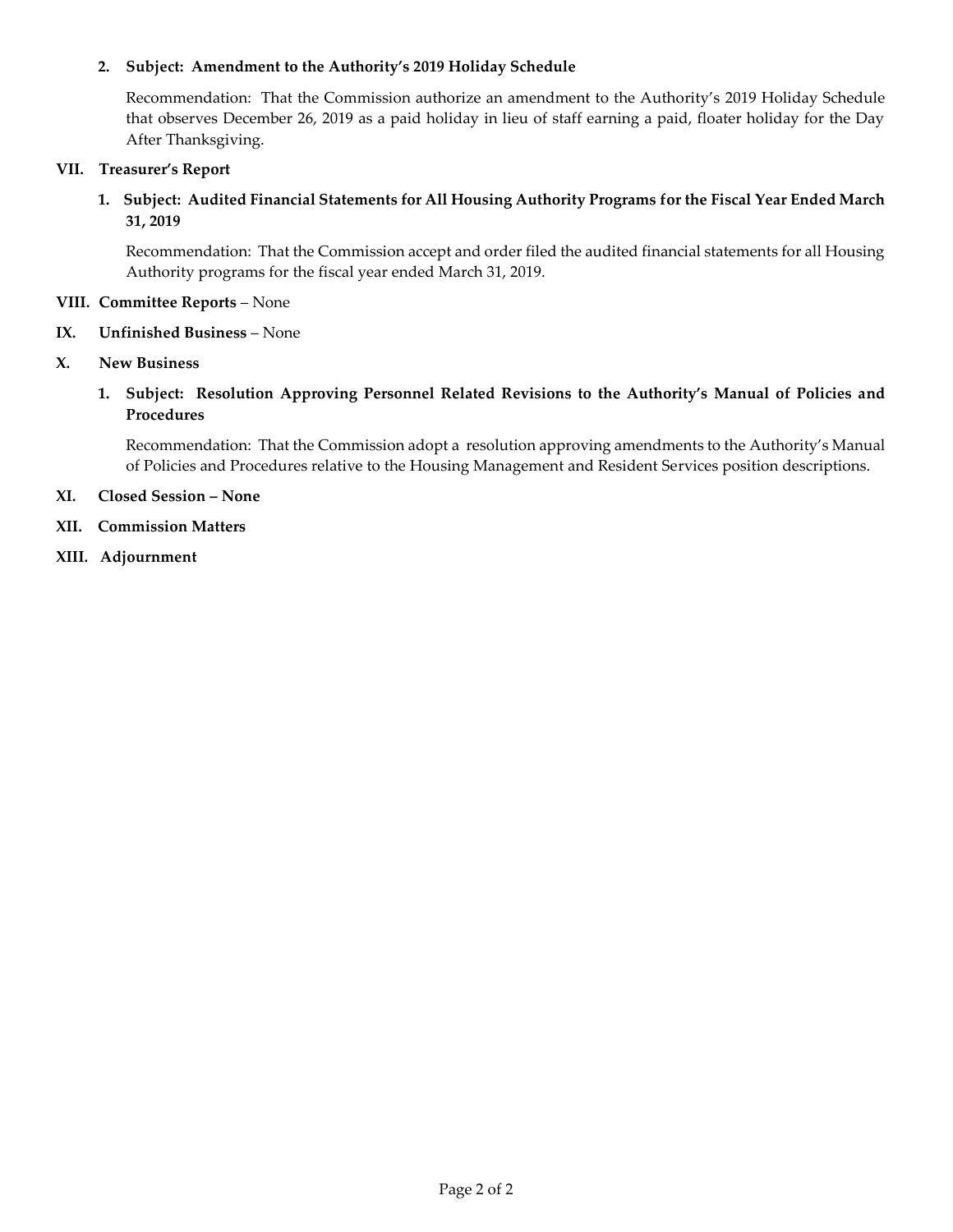2. **Subject: Amendment to the Authority's 2019 Holiday Schedule**

   Recommendation: That the Commission authorize an amendment to the Authority's 2019 Holiday Schedule that observes December 26, 2019 as a paid holiday in lieu of staff earning a paid, floater holiday for the Day After Thanksgiving.

## VII. Treasurer's Report

1. **Subject: Audited Financial Statements for All Housing Authority Programs for the Fiscal Year Ended March 31, 2019**

   Recommendation: That the Commission accept and order filed the audited financial statements for all Housing Authority programs for the fiscal year ended March 31, 2019.

## VIII. Committee Reports – None

## IX. Unfinished Business – None

## X. New Business

1. **Subject: Resolution Approving Personnel Related Revisions to the Authority's Manual of Policies and Procedures**

   Recommendation: That the Commission adopt a resolution approving amendments to the Authority's Manual of Policies and Procedures relative to the Housing Management and Resident Services position descriptions.

## XI. Closed Session – None

## XII. Commission Matters

## XIII. Adjournment